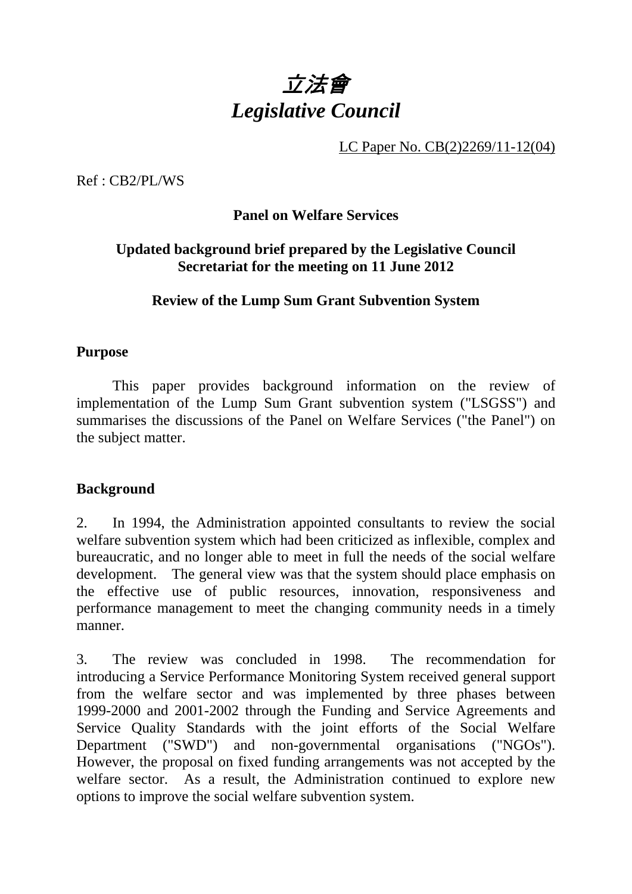# *立法會*
# *Legislative Council*

LC Paper No. CB(2)2269/11-12(04)

Ref : CB2/PL/WS

**Panel on Welfare Services**

**Updated background brief prepared by the Legislative Council Secretariat for the meeting on 11 June 2012**

**Review of the Lump Sum Grant Subvention System**

**Purpose**

This paper provides background information on the review of implementation of the Lump Sum Grant subvention system ("LSGSS") and summarises the discussions of the Panel on Welfare Services ("the Panel") on the subject matter.

**Background**

2. In 1994, the Administration appointed consultants to review the social welfare subvention system which had been criticized as inflexible, complex and bureaucratic, and no longer able to meet in full the needs of the social welfare development. The general view was that the system should place emphasis on the effective use of public resources, innovation, responsiveness and performance management to meet the changing community needs in a timely manner.

3. The review was concluded in 1998. The recommendation for introducing a Service Performance Monitoring System received general support from the welfare sector and was implemented by three phases between 1999-2000 and 2001-2002 through the Funding and Service Agreements and Service Quality Standards with the joint efforts of the Social Welfare Department ("SWD") and non-governmental organisations ("NGOs"). However, the proposal on fixed funding arrangements was not accepted by the welfare sector. As a result, the Administration continued to explore new options to improve the social welfare subvention system.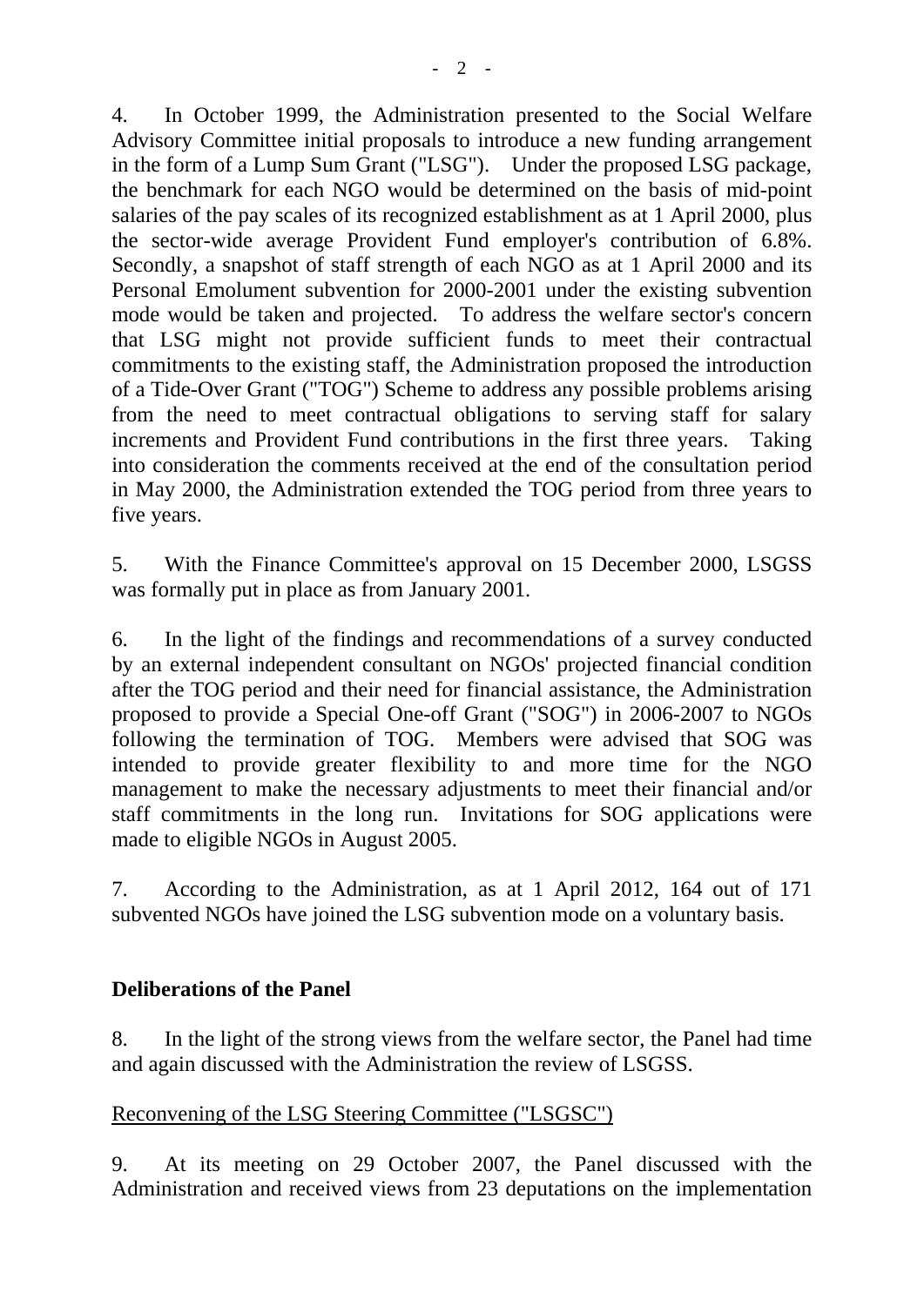4. In October 1999, the Administration presented to the Social Welfare Advisory Committee initial proposals to introduce a new funding arrangement in the form of a Lump Sum Grant ("LSG"). Under the proposed LSG package, the benchmark for each NGO would be determined on the basis of mid-point salaries of the pay scales of its recognized establishment as at 1 April 2000, plus the sector-wide average Provident Fund employer's contribution of 6.8%. Secondly, a snapshot of staff strength of each NGO as at 1 April 2000 and its Personal Emolument subvention for 2000-2001 under the existing subvention mode would be taken and projected. To address the welfare sector's concern that LSG might not provide sufficient funds to meet their contractual commitments to the existing staff, the Administration proposed the introduction of a Tide-Over Grant ("TOG") Scheme to address any possible problems arising from the need to meet contractual obligations to serving staff for salary increments and Provident Fund contributions in the first three years. Taking into consideration the comments received at the end of the consultation period in May 2000, the Administration extended the TOG period from three years to five years.

5. With the Finance Committee's approval on 15 December 2000, LSGSS was formally put in place as from January 2001.

6. In the light of the findings and recommendations of a survey conducted by an external independent consultant on NGOs' projected financial condition after the TOG period and their need for financial assistance, the Administration proposed to provide a Special One-off Grant ("SOG") in 2006-2007 to NGOs following the termination of TOG. Members were advised that SOG was intended to provide greater flexibility to and more time for the NGO management to make the necessary adjustments to meet their financial and/or staff commitments in the long run. Invitations for SOG applications were made to eligible NGOs in August 2005.

7. According to the Administration, as at 1 April 2012, 164 out of 171 subvented NGOs have joined the LSG subvention mode on a voluntary basis.

## Deliberations of the Panel

8. In the light of the strong views from the welfare sector, the Panel had time and again discussed with the Administration the review of LSGSS.

<u>Reconvening of the LSG Steering Committee ("LSGSC")</u>

9. At its meeting on 29 October 2007, the Panel discussed with the Administration and received views from 23 deputations on the implementation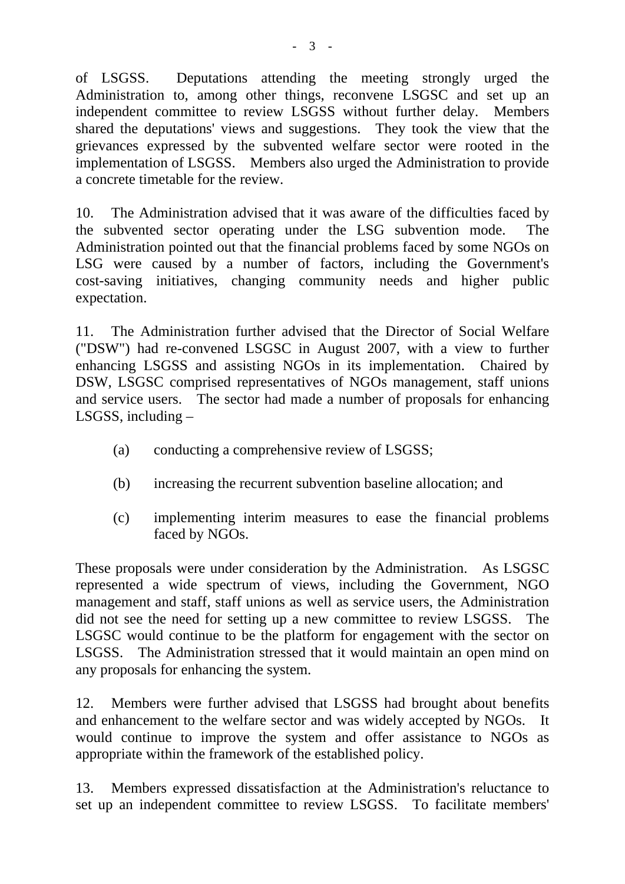of LSGSS. Deputations attending the meeting strongly urged the Administration to, among other things, reconvene LSGSC and set up an independent committee to review LSGSS without further delay. Members shared the deputations' views and suggestions. They took the view that the grievances expressed by the subvented welfare sector were rooted in the implementation of LSGSS. Members also urged the Administration to provide a concrete timetable for the review.

10. The Administration advised that it was aware of the difficulties faced by the subvented sector operating under the LSG subvention mode. The Administration pointed out that the financial problems faced by some NGOs on LSG were caused by a number of factors, including the Government's cost-saving initiatives, changing community needs and higher public expectation.

11. The Administration further advised that the Director of Social Welfare ("DSW") had re-convened LSGSC in August 2007, with a view to further enhancing LSGSS and assisting NGOs in its implementation. Chaired by DSW, LSGSC comprised representatives of NGOs management, staff unions and service users. The sector had made a number of proposals for enhancing LSGSS, including –

(a) conducting a comprehensive review of LSGSS;

(b) increasing the recurrent subvention baseline allocation; and

(c) implementing interim measures to ease the financial problems faced by NGOs.

These proposals were under consideration by the Administration. As LSGSC represented a wide spectrum of views, including the Government, NGO management and staff, staff unions as well as service users, the Administration did not see the need for setting up a new committee to review LSGSS. The LSGSC would continue to be the platform for engagement with the sector on LSGSS. The Administration stressed that it would maintain an open mind on any proposals for enhancing the system.

12. Members were further advised that LSGSS had brought about benefits and enhancement to the welfare sector and was widely accepted by NGOs. It would continue to improve the system and offer assistance to NGOs as appropriate within the framework of the established policy.

13. Members expressed dissatisfaction at the Administration's reluctance to set up an independent committee to review LSGSS. To facilitate members'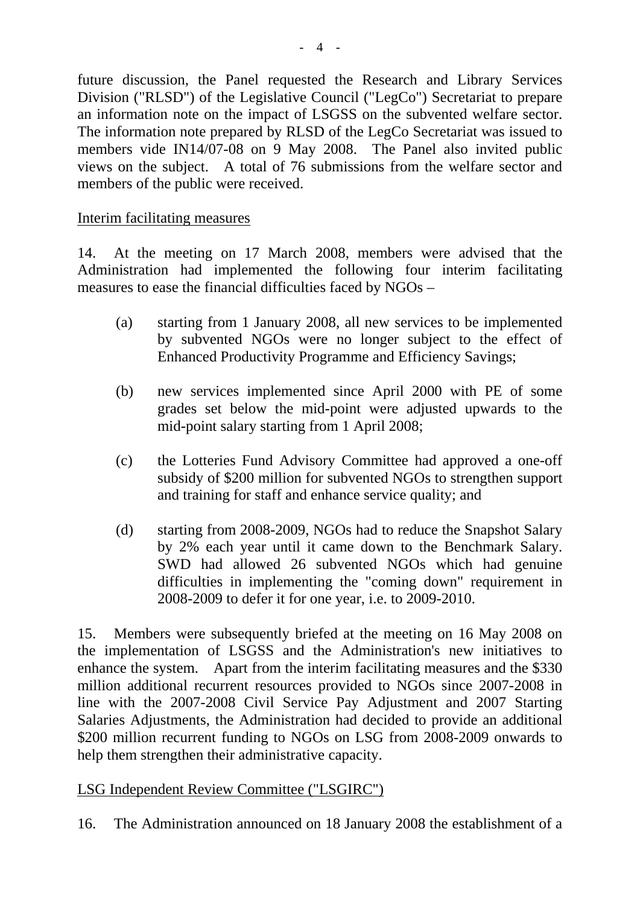future discussion, the Panel requested the Research and Library Services Division ("RLSD") of the Legislative Council ("LegCo") Secretariat to prepare an information note on the impact of LSGSS on the subvented welfare sector. The information note prepared by RLSD of the LegCo Secretariat was issued to members vide IN14/07-08 on 9 May 2008. The Panel also invited public views on the subject. A total of 76 submissions from the welfare sector and members of the public were received.

<u>Interim facilitating measures</u>

14. At the meeting on 17 March 2008, members were advised that the Administration had implemented the following four interim facilitating measures to ease the financial difficulties faced by NGOs –

(a) starting from 1 January 2008, all new services to be implemented by subvented NGOs were no longer subject to the effect of Enhanced Productivity Programme and Efficiency Savings;

(b) new services implemented since April 2000 with PE of some grades set below the mid-point were adjusted upwards to the mid-point salary starting from 1 April 2008;

(c) the Lotteries Fund Advisory Committee had approved a one-off subsidy of $200 million for subvented NGOs to strengthen support and training for staff and enhance service quality; and

(d) starting from 2008-2009, NGOs had to reduce the Snapshot Salary by 2% each year until it came down to the Benchmark Salary. SWD had allowed 26 subvented NGOs which had genuine difficulties in implementing the "coming down" requirement in 2008-2009 to defer it for one year, i.e. to 2009-2010.

15. Members were subsequently briefed at the meeting on 16 May 2008 on the implementation of LSGSS and the Administration's new initiatives to enhance the system. Apart from the interim facilitating measures and the $330 million additional recurrent resources provided to NGOs since 2007-2008 in line with the 2007-2008 Civil Service Pay Adjustment and 2007 Starting Salaries Adjustments, the Administration had decided to provide an additional $200 million recurrent funding to NGOs on LSG from 2008-2009 onwards to help them strengthen their administrative capacity.

<u>LSG Independent Review Committee ("LSGIRC")</u>

16. The Administration announced on 18 January 2008 the establishment of a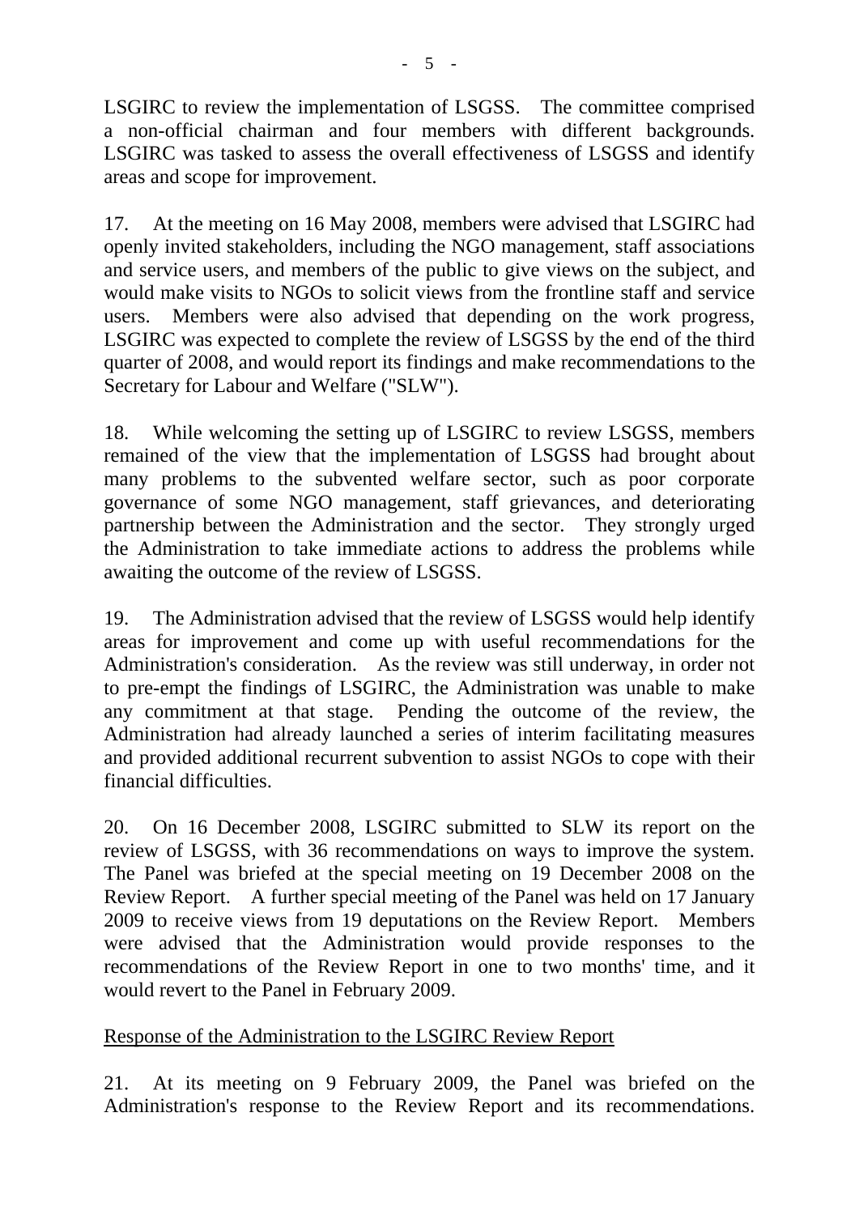LSGIRC to review the implementation of LSGSS. The committee comprised a non-official chairman and four members with different backgrounds. LSGIRC was tasked to assess the overall effectiveness of LSGSS and identify areas and scope for improvement.

17. At the meeting on 16 May 2008, members were advised that LSGIRC had openly invited stakeholders, including the NGO management, staff associations and service users, and members of the public to give views on the subject, and would make visits to NGOs to solicit views from the frontline staff and service users. Members were also advised that depending on the work progress, LSGIRC was expected to complete the review of LSGSS by the end of the third quarter of 2008, and would report its findings and make recommendations to the Secretary for Labour and Welfare ("SLW").

18. While welcoming the setting up of LSGIRC to review LSGSS, members remained of the view that the implementation of LSGSS had brought about many problems to the subvented welfare sector, such as poor corporate governance of some NGO management, staff grievances, and deteriorating partnership between the Administration and the sector. They strongly urged the Administration to take immediate actions to address the problems while awaiting the outcome of the review of LSGSS.

19. The Administration advised that the review of LSGSS would help identify areas for improvement and come up with useful recommendations for the Administration's consideration. As the review was still underway, in order not to pre-empt the findings of LSGIRC, the Administration was unable to make any commitment at that stage. Pending the outcome of the review, the Administration had already launched a series of interim facilitating measures and provided additional recurrent subvention to assist NGOs to cope with their financial difficulties.

20. On 16 December 2008, LSGIRC submitted to SLW its report on the review of LSGSS, with 36 recommendations on ways to improve the system. The Panel was briefed at the special meeting on 19 December 2008 on the Review Report. A further special meeting of the Panel was held on 17 January 2009 to receive views from 19 deputations on the Review Report. Members were advised that the Administration would provide responses to the recommendations of the Review Report in one to two months' time, and it would revert to the Panel in February 2009.

<u>Response of the Administration to the LSGIRC Review Report</u>

21. At its meeting on 9 February 2009, the Panel was briefed on the Administration's response to the Review Report and its recommendations.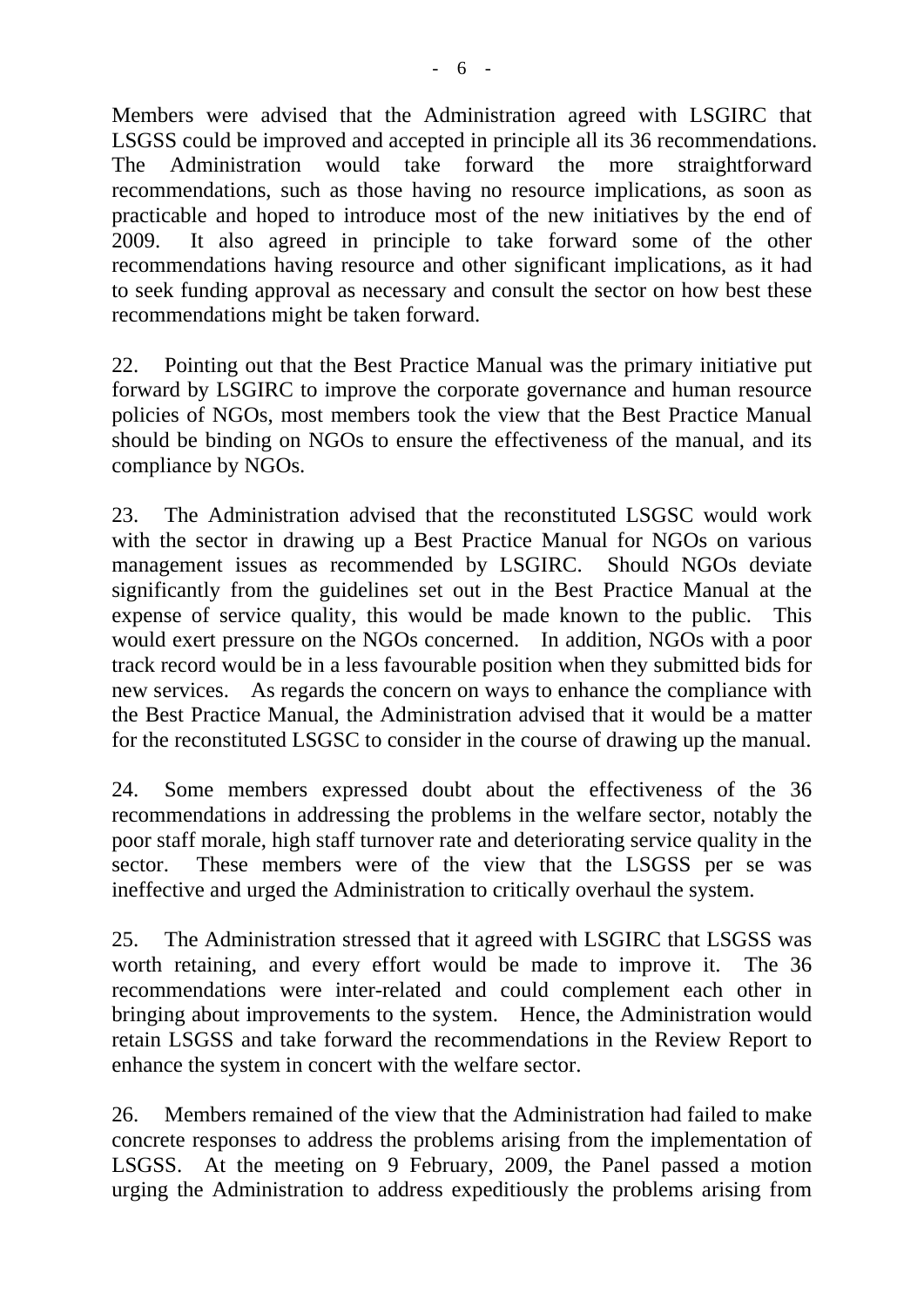Members were advised that the Administration agreed with LSGIRC that LSGSS could be improved and accepted in principle all its 36 recommendations. The Administration would take forward the more straightforward recommendations, such as those having no resource implications, as soon as practicable and hoped to introduce most of the new initiatives by the end of 2009. It also agreed in principle to take forward some of the other recommendations having resource and other significant implications, as it had to seek funding approval as necessary and consult the sector on how best these recommendations might be taken forward.

22. Pointing out that the Best Practice Manual was the primary initiative put forward by LSGIRC to improve the corporate governance and human resource policies of NGOs, most members took the view that the Best Practice Manual should be binding on NGOs to ensure the effectiveness of the manual, and its compliance by NGOs.

23. The Administration advised that the reconstituted LSGSC would work with the sector in drawing up a Best Practice Manual for NGOs on various management issues as recommended by LSGIRC. Should NGOs deviate significantly from the guidelines set out in the Best Practice Manual at the expense of service quality, this would be made known to the public. This would exert pressure on the NGOs concerned. In addition, NGOs with a poor track record would be in a less favourable position when they submitted bids for new services. As regards the concern on ways to enhance the compliance with the Best Practice Manual, the Administration advised that it would be a matter for the reconstituted LSGSC to consider in the course of drawing up the manual.

24. Some members expressed doubt about the effectiveness of the 36 recommendations in addressing the problems in the welfare sector, notably the poor staff morale, high staff turnover rate and deteriorating service quality in the sector. These members were of the view that the LSGSS per se was ineffective and urged the Administration to critically overhaul the system.

25. The Administration stressed that it agreed with LSGIRC that LSGSS was worth retaining, and every effort would be made to improve it. The 36 recommendations were inter-related and could complement each other in bringing about improvements to the system. Hence, the Administration would retain LSGSS and take forward the recommendations in the Review Report to enhance the system in concert with the welfare sector.

26. Members remained of the view that the Administration had failed to make concrete responses to address the problems arising from the implementation of LSGSS. At the meeting on 9 February, 2009, the Panel passed a motion urging the Administration to address expeditiously the problems arising from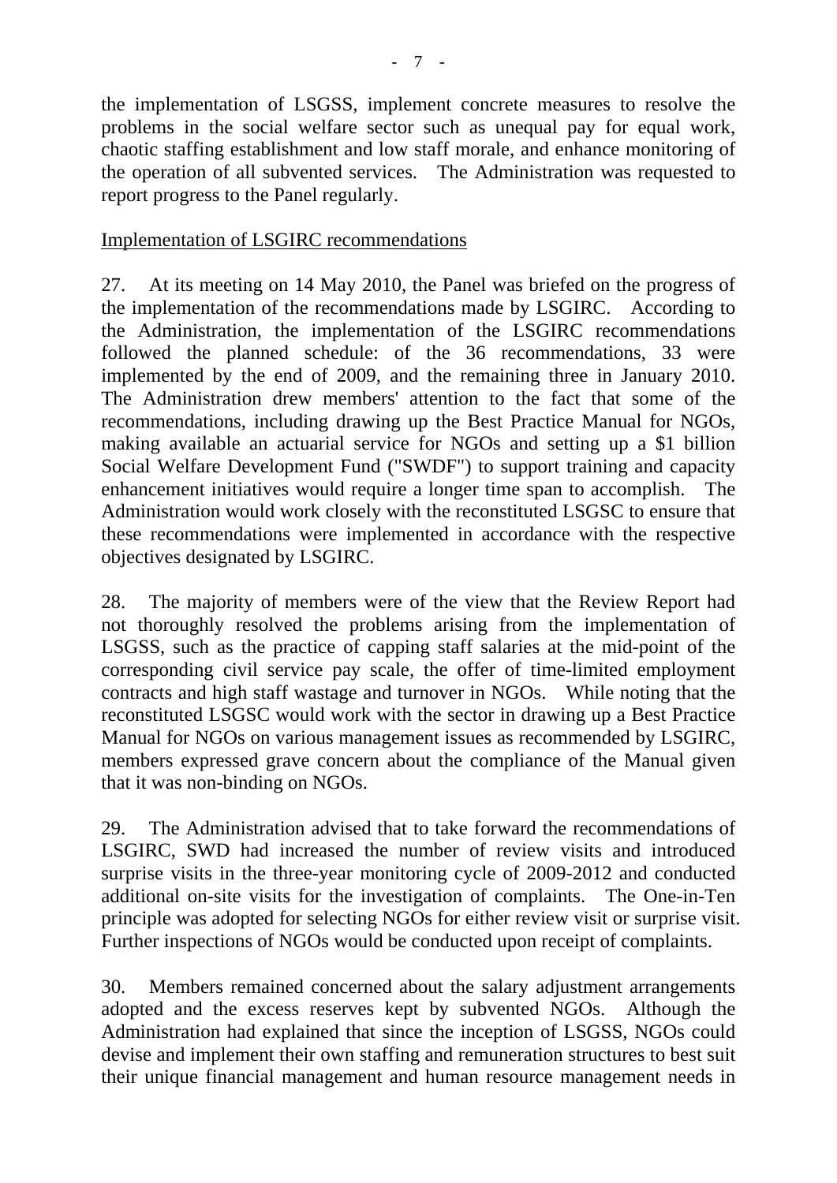the implementation of LSGSS, implement concrete measures to resolve the problems in the social welfare sector such as unequal pay for equal work, chaotic staffing establishment and low staff morale, and enhance monitoring of the operation of all subvented services. The Administration was requested to report progress to the Panel regularly.

Implementation of LSGIRC recommendations

27. At its meeting on 14 May 2010, the Panel was briefed on the progress of the implementation of the recommendations made by LSGIRC. According to the Administration, the implementation of the LSGIRC recommendations followed the planned schedule: of the 36 recommendations, 33 were implemented by the end of 2009, and the remaining three in January 2010. The Administration drew members' attention to the fact that some of the recommendations, including drawing up the Best Practice Manual for NGOs, making available an actuarial service for NGOs and setting up a $1 billion Social Welfare Development Fund ("SWDF") to support training and capacity enhancement initiatives would require a longer time span to accomplish. The Administration would work closely with the reconstituted LSGSC to ensure that these recommendations were implemented in accordance with the respective objectives designated by LSGIRC.

28. The majority of members were of the view that the Review Report had not thoroughly resolved the problems arising from the implementation of LSGSS, such as the practice of capping staff salaries at the mid-point of the corresponding civil service pay scale, the offer of time-limited employment contracts and high staff wastage and turnover in NGOs. While noting that the reconstituted LSGSC would work with the sector in drawing up a Best Practice Manual for NGOs on various management issues as recommended by LSGIRC, members expressed grave concern about the compliance of the Manual given that it was non-binding on NGOs.

29. The Administration advised that to take forward the recommendations of LSGIRC, SWD had increased the number of review visits and introduced surprise visits in the three-year monitoring cycle of 2009-2012 and conducted additional on-site visits for the investigation of complaints. The One-in-Ten principle was adopted for selecting NGOs for either review visit or surprise visit. Further inspections of NGOs would be conducted upon receipt of complaints.

30. Members remained concerned about the salary adjustment arrangements adopted and the excess reserves kept by subvented NGOs. Although the Administration had explained that since the inception of LSGSS, NGOs could devise and implement their own staffing and remuneration structures to best suit their unique financial management and human resource management needs in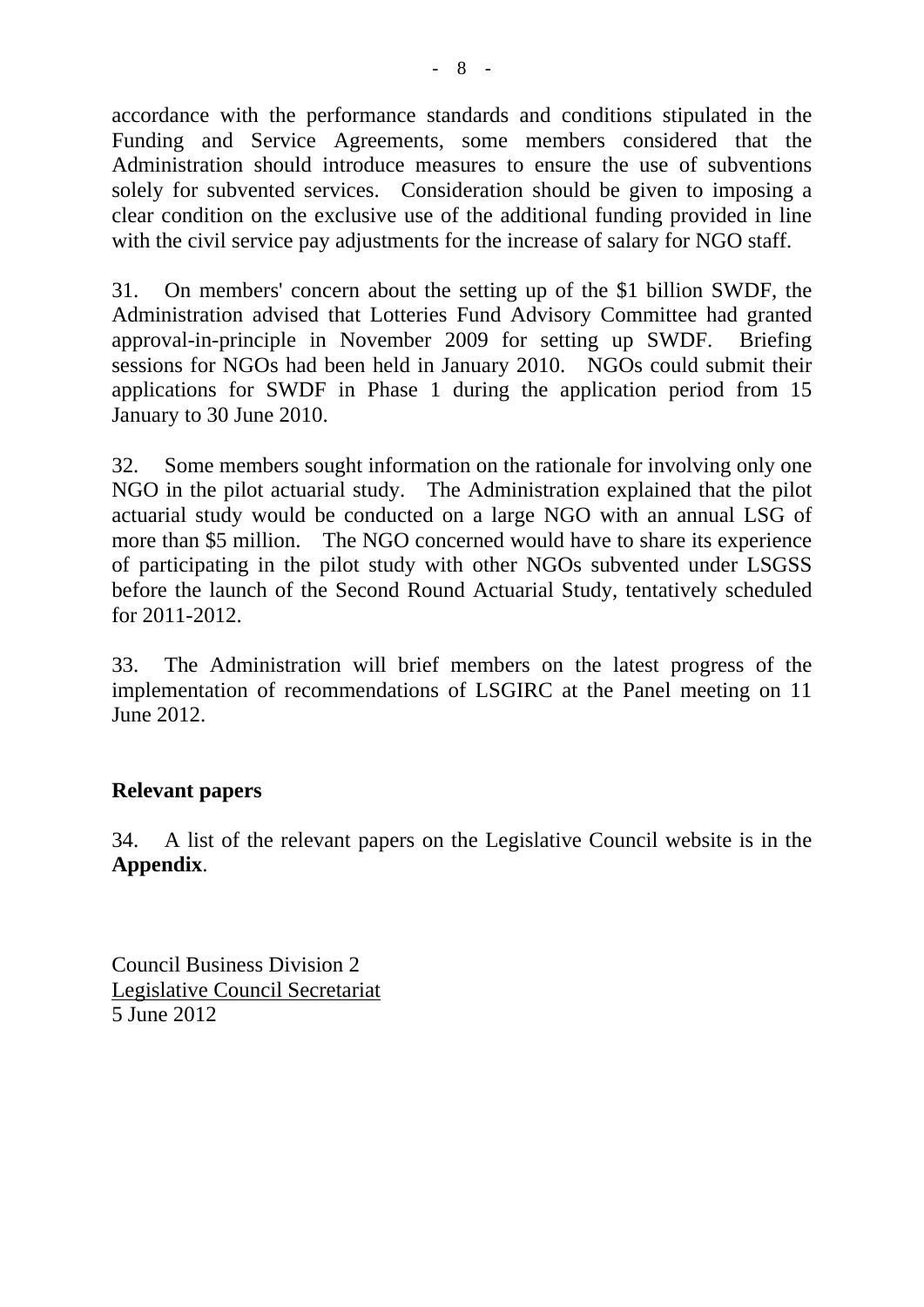accordance with the performance standards and conditions stipulated in the Funding and Service Agreements, some members considered that the Administration should introduce measures to ensure the use of subventions solely for subvented services. Consideration should be given to imposing a clear condition on the exclusive use of the additional funding provided in line with the civil service pay adjustments for the increase of salary for NGO staff.

31. On members' concern about the setting up of the $1 billion SWDF, the Administration advised that Lotteries Fund Advisory Committee had granted approval-in-principle in November 2009 for setting up SWDF. Briefing sessions for NGOs had been held in January 2010. NGOs could submit their applications for SWDF in Phase 1 during the application period from 15 January to 30 June 2010.

32. Some members sought information on the rationale for involving only one NGO in the pilot actuarial study. The Administration explained that the pilot actuarial study would be conducted on a large NGO with an annual LSG of more than $5 million. The NGO concerned would have to share its experience of participating in the pilot study with other NGOs subvented under LSGSS before the launch of the Second Round Actuarial Study, tentatively scheduled for 2011-2012.

33. The Administration will brief members on the latest progress of the implementation of recommendations of LSGIRC at the Panel meeting on 11 June 2012.

## Relevant papers

34. A list of the relevant papers on the Legislative Council website is in the **Appendix**.

Council Business Division 2
Legislative Council Secretariat
5 June 2012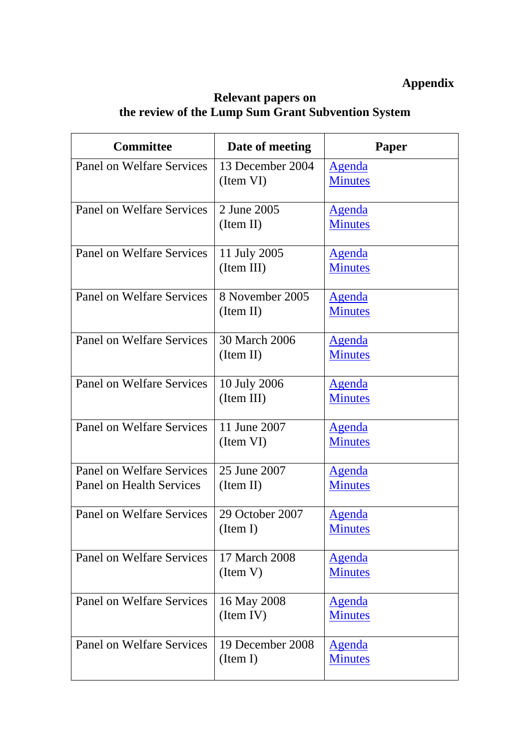**Appendix**

**Relevant papers on**
**the review of the Lump Sum Grant Subvention System**

| Committee | Date of meeting | Paper |
|---|---|---|
| Panel on Welfare Services | 13 December 2004 (Item VI) | Agenda<br>Minutes |
| Panel on Welfare Services | 2 June 2005 (Item II) | Agenda<br>Minutes |
| Panel on Welfare Services | 11 July 2005 (Item III) | Agenda<br>Minutes |
| Panel on Welfare Services | 8 November 2005 (Item II) | Agenda<br>Minutes |
| Panel on Welfare Services | 30 March 2006 (Item II) | Agenda<br>Minutes |
| Panel on Welfare Services | 10 July 2006 (Item III) | Agenda<br>Minutes |
| Panel on Welfare Services | 11 June 2007 (Item VI) | Agenda<br>Minutes |
| Panel on Welfare Services<br>Panel on Health Services | 25 June 2007 (Item II) | Agenda<br>Minutes |
| Panel on Welfare Services | 29 October 2007 (Item I) | Agenda<br>Minutes |
| Panel on Welfare Services | 17 March 2008 (Item V) | Agenda<br>Minutes |
| Panel on Welfare Services | 16 May 2008 (Item IV) | Agenda<br>Minutes |
| Panel on Welfare Services | 19 December 2008 (Item I) | Agenda<br>Minutes |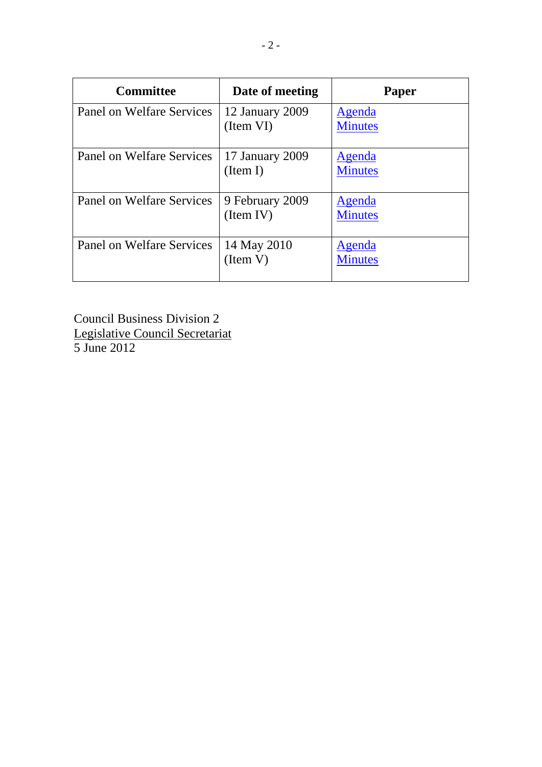| Committee | Date of meeting | Paper |
|---|---|---|
| Panel on Welfare Services | 12 January 2009 (Item VI) | Agenda Minutes |
| Panel on Welfare Services | 17 January 2009 (Item I) | Agenda Minutes |
| Panel on Welfare Services | 9 February 2009 (Item IV) | Agenda Minutes |
| Panel on Welfare Services | 14 May 2010 (Item V) | Agenda Minutes |

Council Business Division 2
Legislative Council Secretariat
5 June 2012